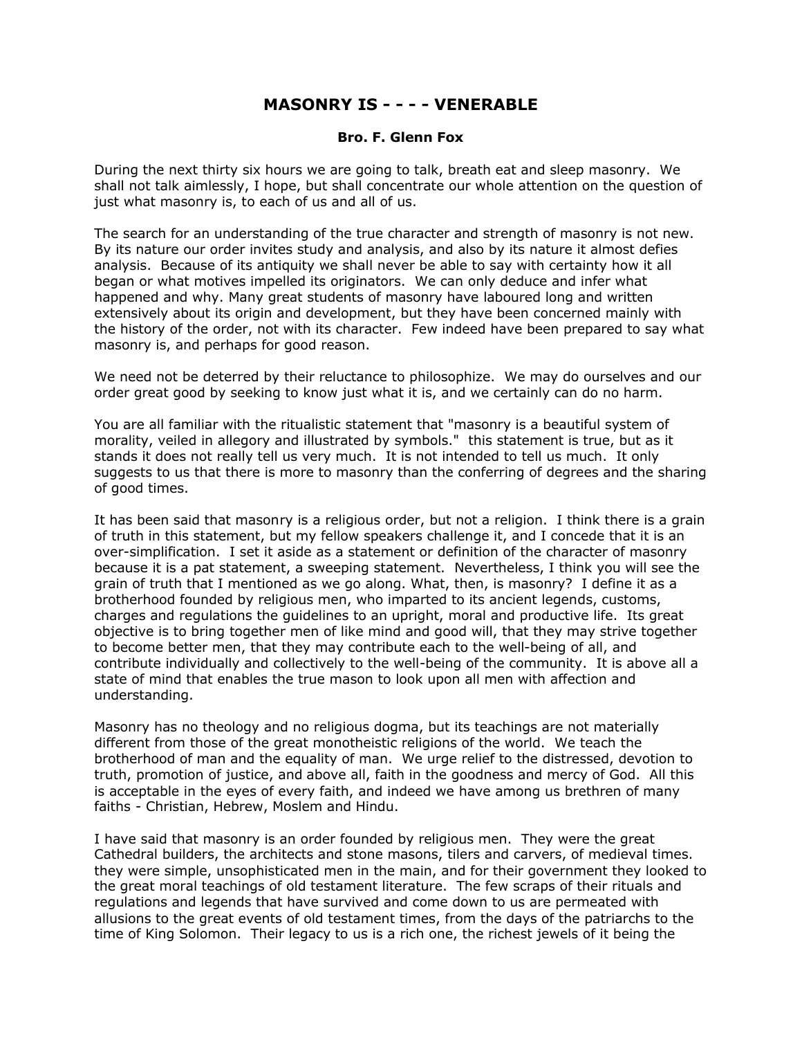# MASONRY IS - - - - VENERABLE

**Bro. F. Glenn Fox**

During the next thirty six hours we are going to talk, breath eat and sleep masonry. We shall not talk aimlessly, I hope, but shall concentrate our whole attention on the question of just what masonry is, to each of us and all of us.

The search for an understanding of the true character and strength of masonry is not new. By its nature our order invites study and analysis, and also by its nature it almost defies analysis. Because of its antiquity we shall never be able to say with certainty how it all began or what motives impelled its originators. We can only deduce and infer what happened and why. Many great students of masonry have laboured long and written extensively about its origin and development, but they have been concerned mainly with the history of the order, not with its character. Few indeed have been prepared to say what masonry is, and perhaps for good reason.

We need not be deterred by their reluctance to philosophize. We may do ourselves and our order great good by seeking to know just what it is, and we certainly can do no harm.

You are all familiar with the ritualistic statement that "masonry is a beautiful system of morality, veiled in allegory and illustrated by symbols." this statement is true, but as it stands it does not really tell us very much. It is not intended to tell us much. It only suggests to us that there is more to masonry than the conferring of degrees and the sharing of good times.

It has been said that masonry is a religious order, but not a religion. I think there is a grain of truth in this statement, but my fellow speakers challenge it, and I concede that it is an over-simplification. I set it aside as a statement or definition of the character of masonry because it is a pat statement, a sweeping statement. Nevertheless, I think you will see the grain of truth that I mentioned as we go along. What, then, is masonry? I define it as a brotherhood founded by religious men, who imparted to its ancient legends, customs, charges and regulations the guidelines to an upright, moral and productive life. Its great objective is to bring together men of like mind and good will, that they may strive together to become better men, that they may contribute each to the well-being of all, and contribute individually and collectively to the well-being of the community. It is above all a state of mind that enables the true mason to look upon all men with affection and understanding.

Masonry has no theology and no religious dogma, but its teachings are not materially different from those of the great monotheistic religions of the world. We teach the brotherhood of man and the equality of man. We urge relief to the distressed, devotion to truth, promotion of justice, and above all, faith in the goodness and mercy of God. All this is acceptable in the eyes of every faith, and indeed we have among us brethren of many faiths - Christian, Hebrew, Moslem and Hindu.

I have said that masonry is an order founded by religious men. They were the great Cathedral builders, the architects and stone masons, tilers and carvers, of medieval times. they were simple, unsophisticated men in the main, and for their government they looked to the great moral teachings of old testament literature. The few scraps of their rituals and regulations and legends that have survived and come down to us are permeated with allusions to the great events of old testament times, from the days of the patriarchs to the time of King Solomon. Their legacy to us is a rich one, the richest jewels of it being the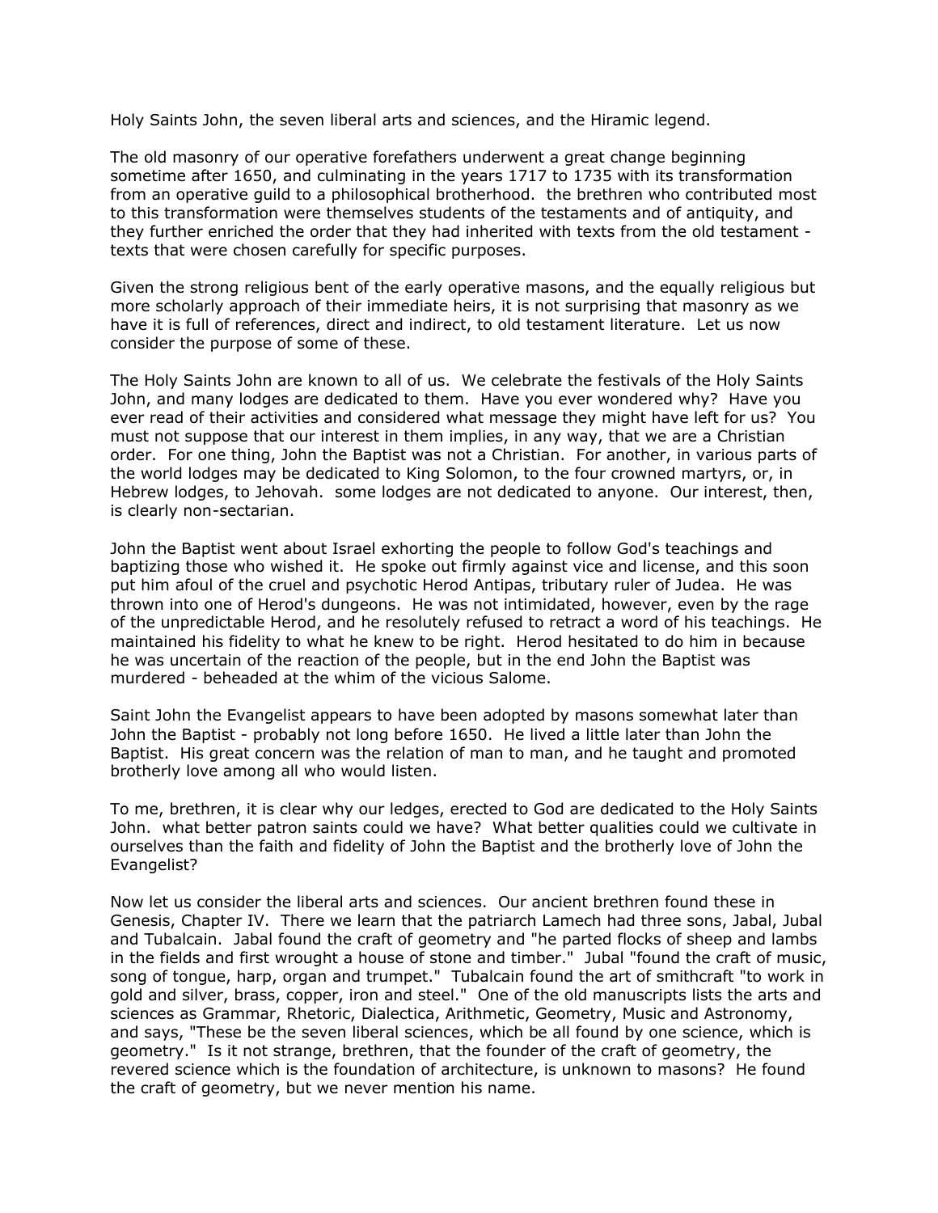Holy Saints John, the seven liberal arts and sciences, and the Hiramic legend.

The old masonry of our operative forefathers underwent a great change beginning sometime after 1650, and culminating in the years 1717 to 1735 with its transformation from an operative guild to a philosophical brotherhood. the brethren who contributed most to this transformation were themselves students of the testaments and of antiquity, and they further enriched the order that they had inherited with texts from the old testament - texts that were chosen carefully for specific purposes.

Given the strong religious bent of the early operative masons, and the equally religious but more scholarly approach of their immediate heirs, it is not surprising that masonry as we have it is full of references, direct and indirect, to old testament literature. Let us now consider the purpose of some of these.

The Holy Saints John are known to all of us. We celebrate the festivals of the Holy Saints John, and many lodges are dedicated to them. Have you ever wondered why? Have you ever read of their activities and considered what message they might have left for us? You must not suppose that our interest in them implies, in any way, that we are a Christian order. For one thing, John the Baptist was not a Christian. For another, in various parts of the world lodges may be dedicated to King Solomon, to the four crowned martyrs, or, in Hebrew lodges, to Jehovah. some lodges are not dedicated to anyone. Our interest, then, is clearly non-sectarian.

John the Baptist went about Israel exhorting the people to follow God's teachings and baptizing those who wished it. He spoke out firmly against vice and license, and this soon put him afoul of the cruel and psychotic Herod Antipas, tributary ruler of Judea. He was thrown into one of Herod's dungeons. He was not intimidated, however, even by the rage of the unpredictable Herod, and he resolutely refused to retract a word of his teachings. He maintained his fidelity to what he knew to be right. Herod hesitated to do him in because he was uncertain of the reaction of the people, but in the end John the Baptist was murdered - beheaded at the whim of the vicious Salome.

Saint John the Evangelist appears to have been adopted by masons somewhat later than John the Baptist - probably not long before 1650. He lived a little later than John the Baptist. His great concern was the relation of man to man, and he taught and promoted brotherly love among all who would listen.

To me, brethren, it is clear why our ledges, erected to God are dedicated to the Holy Saints John. what better patron saints could we have? What better qualities could we cultivate in ourselves than the faith and fidelity of John the Baptist and the brotherly love of John the Evangelist?

Now let us consider the liberal arts and sciences. Our ancient brethren found these in Genesis, Chapter IV. There we learn that the patriarch Lamech had three sons, Jabal, Jubal and Tubalcain. Jabal found the craft of geometry and "he parted flocks of sheep and lambs in the fields and first wrought a house of stone and timber." Jubal "found the craft of music, song of tongue, harp, organ and trumpet." Tubalcain found the art of smithcraft "to work in gold and silver, brass, copper, iron and steel." One of the old manuscripts lists the arts and sciences as Grammar, Rhetoric, Dialectica, Arithmetic, Geometry, Music and Astronomy, and says, "These be the seven liberal sciences, which be all found by one science, which is geometry." Is it not strange, brethren, that the founder of the craft of geometry, the revered science which is the foundation of architecture, is unknown to masons? He found the craft of geometry, but we never mention his name.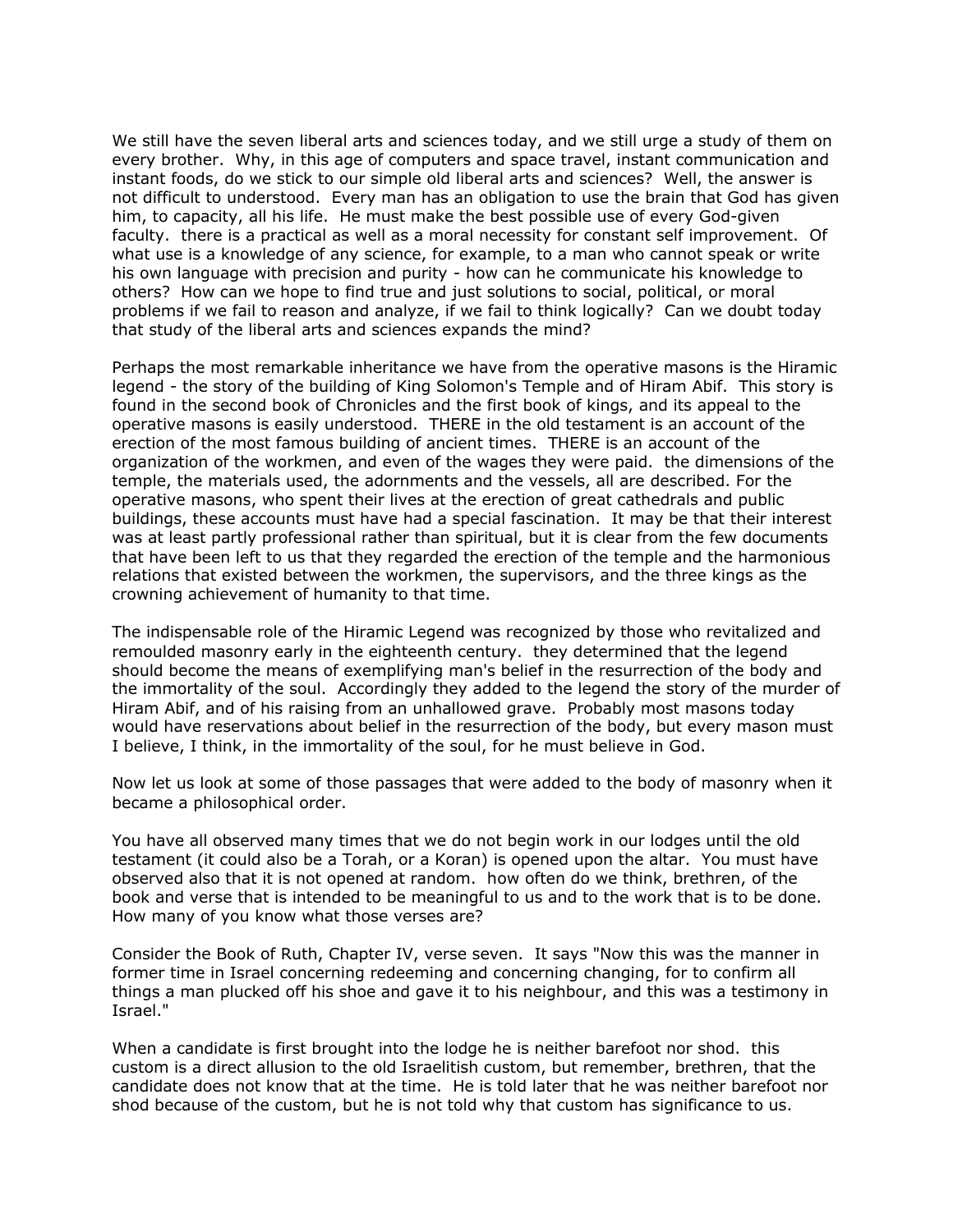We still have the seven liberal arts and sciences today, and we still urge a study of them on every brother. Why, in this age of computers and space travel, instant communication and instant foods, do we stick to our simple old liberal arts and sciences? Well, the answer is not difficult to understood. Every man has an obligation to use the brain that God has given him, to capacity, all his life. He must make the best possible use of every God-given faculty. there is a practical as well as a moral necessity for constant self improvement. Of what use is a knowledge of any science, for example, to a man who cannot speak or write his own language with precision and purity - how can he communicate his knowledge to others? How can we hope to find true and just solutions to social, political, or moral problems if we fail to reason and analyze, if we fail to think logically? Can we doubt today that study of the liberal arts and sciences expands the mind?

Perhaps the most remarkable inheritance we have from the operative masons is the Hiramic legend - the story of the building of King Solomon's Temple and of Hiram Abif. This story is found in the second book of Chronicles and the first book of kings, and its appeal to the operative masons is easily understood. THERE in the old testament is an account of the erection of the most famous building of ancient times. THERE is an account of the organization of the workmen, and even of the wages they were paid. the dimensions of the temple, the materials used, the adornments and the vessels, all are described. For the operative masons, who spent their lives at the erection of great cathedrals and public buildings, these accounts must have had a special fascination. It may be that their interest was at least partly professional rather than spiritual, but it is clear from the few documents that have been left to us that they regarded the erection of the temple and the harmonious relations that existed between the workmen, the supervisors, and the three kings as the crowning achievement of humanity to that time.

The indispensable role of the Hiramic Legend was recognized by those who revitalized and remoulded masonry early in the eighteenth century. they determined that the legend should become the means of exemplifying man's belief in the resurrection of the body and the immortality of the soul. Accordingly they added to the legend the story of the murder of Hiram Abif, and of his raising from an unhallowed grave. Probably most masons today would have reservations about belief in the resurrection of the body, but every mason must I believe, I think, in the immortality of the soul, for he must believe in God.

Now let us look at some of those passages that were added to the body of masonry when it became a philosophical order.

You have all observed many times that we do not begin work in our lodges until the old testament (it could also be a Torah, or a Koran) is opened upon the altar. You must have observed also that it is not opened at random. how often do we think, brethren, of the book and verse that is intended to be meaningful to us and to the work that is to be done. How many of you know what those verses are?

Consider the Book of Ruth, Chapter IV, verse seven. It says "Now this was the manner in former time in Israel concerning redeeming and concerning changing, for to confirm all things a man plucked off his shoe and gave it to his neighbour, and this was a testimony in Israel."

When a candidate is first brought into the lodge he is neither barefoot nor shod. this custom is a direct allusion to the old Israelitish custom, but remember, brethren, that the candidate does not know that at the time. He is told later that he was neither barefoot nor shod because of the custom, but he is not told why that custom has significance to us.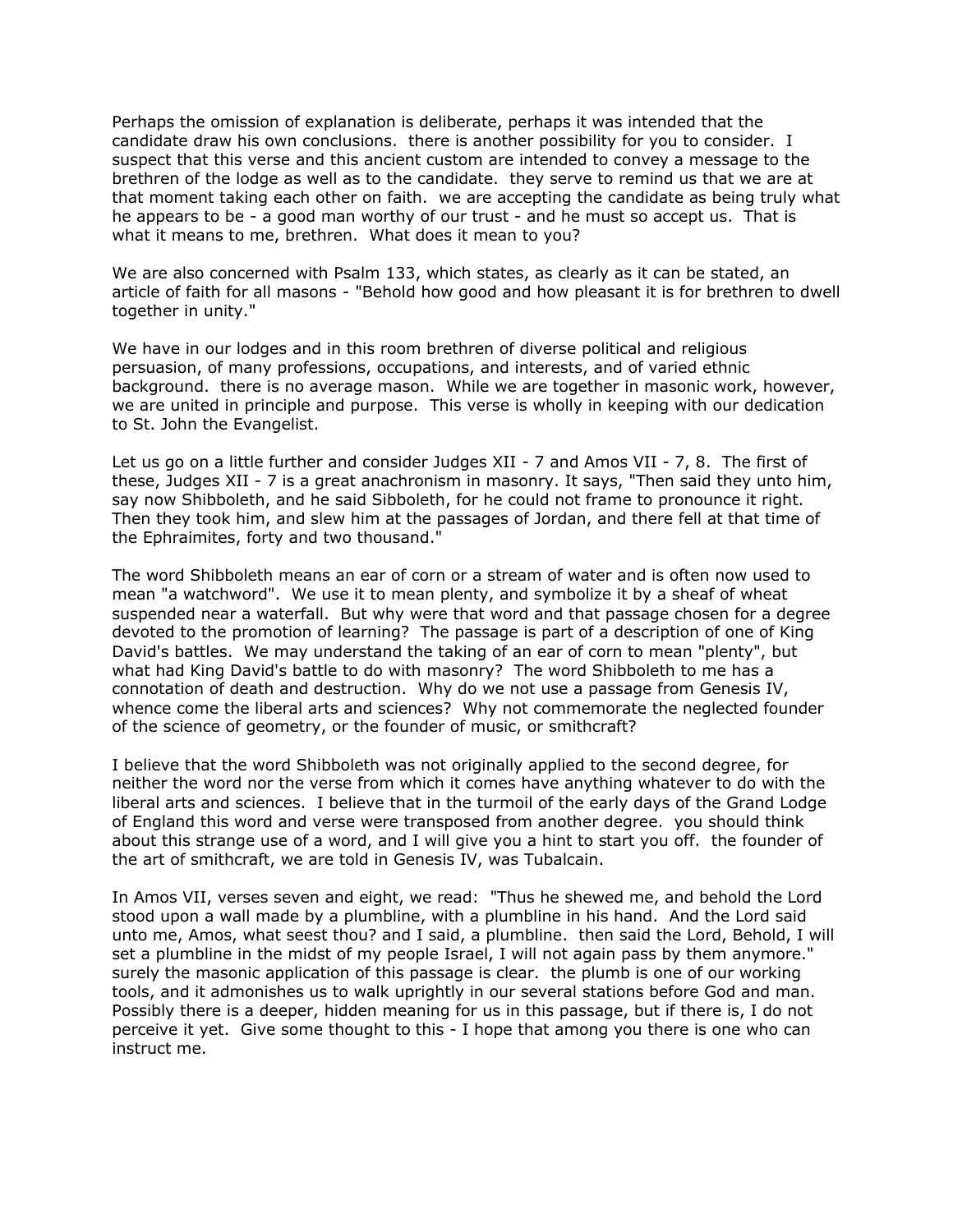Perhaps the omission of explanation is deliberate, perhaps it was intended that the candidate draw his own conclusions. there is another possibility for you to consider. I suspect that this verse and this ancient custom are intended to convey a message to the brethren of the lodge as well as to the candidate. they serve to remind us that we are at that moment taking each other on faith. we are accepting the candidate as being truly what he appears to be - a good man worthy of our trust - and he must so accept us. That is what it means to me, brethren. What does it mean to you?

We are also concerned with Psalm 133, which states, as clearly as it can be stated, an article of faith for all masons - "Behold how good and how pleasant it is for brethren to dwell together in unity."

We have in our lodges and in this room brethren of diverse political and religious persuasion, of many professions, occupations, and interests, and of varied ethnic background. there is no average mason. While we are together in masonic work, however, we are united in principle and purpose. This verse is wholly in keeping with our dedication to St. John the Evangelist.

Let us go on a little further and consider Judges XII - 7 and Amos VII - 7, 8. The first of these, Judges XII - 7 is a great anachronism in masonry. It says, "Then said they unto him, say now Shibboleth, and he said Sibboleth, for he could not frame to pronounce it right. Then they took him, and slew him at the passages of Jordan, and there fell at that time of the Ephraimites, forty and two thousand."

The word Shibboleth means an ear of corn or a stream of water and is often now used to mean "a watchword". We use it to mean plenty, and symbolize it by a sheaf of wheat suspended near a waterfall. But why were that word and that passage chosen for a degree devoted to the promotion of learning? The passage is part of a description of one of King David's battles. We may understand the taking of an ear of corn to mean "plenty", but what had King David's battle to do with masonry? The word Shibboleth to me has a connotation of death and destruction. Why do we not use a passage from Genesis IV, whence come the liberal arts and sciences? Why not commemorate the neglected founder of the science of geometry, or the founder of music, or smithcraft?

I believe that the word Shibboleth was not originally applied to the second degree, for neither the word nor the verse from which it comes have anything whatever to do with the liberal arts and sciences. I believe that in the turmoil of the early days of the Grand Lodge of England this word and verse were transposed from another degree. you should think about this strange use of a word, and I will give you a hint to start you off. the founder of the art of smithcraft, we are told in Genesis IV, was Tubalcain.

In Amos VII, verses seven and eight, we read: "Thus he shewed me, and behold the Lord stood upon a wall made by a plumbline, with a plumbline in his hand. And the Lord said unto me, Amos, what seest thou? and I said, a plumbline. then said the Lord, Behold, I will set a plumbline in the midst of my people Israel, I will not again pass by them anymore." surely the masonic application of this passage is clear. the plumb is one of our working tools, and it admonishes us to walk uprightly in our several stations before God and man. Possibly there is a deeper, hidden meaning for us in this passage, but if there is, I do not perceive it yet. Give some thought to this - I hope that among you there is one who can instruct me.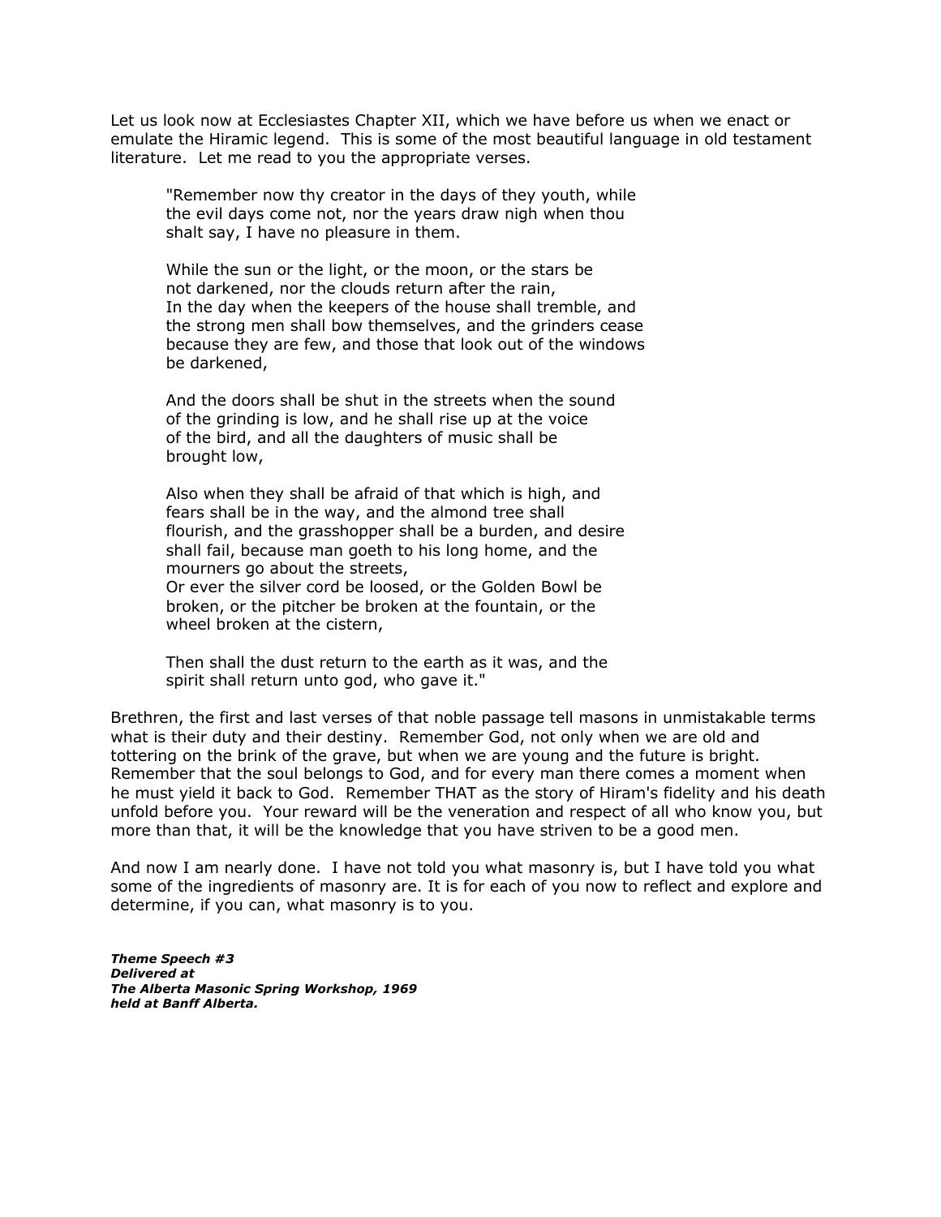Let us look now at Ecclesiastes Chapter XII, which we have before us when we enact or emulate the Hiramic legend. This is some of the most beautiful language in old testament literature. Let me read to you the appropriate verses.

> "Remember now thy creator in the days of they youth, while the evil days come not, nor the years draw nigh when thou shalt say, I have no pleasure in them.
>
> While the sun or the light, or the moon, or the stars be not darkened, nor the clouds return after the rain,
> In the day when the keepers of the house shall tremble, and the strong men shall bow themselves, and the grinders cease because they are few, and those that look out of the windows be darkened,
>
> And the doors shall be shut in the streets when the sound of the grinding is low, and he shall rise up at the voice of the bird, and all the daughters of music shall be brought low,
>
> Also when they shall be afraid of that which is high, and fears shall be in the way, and the almond tree shall flourish, and the grasshopper shall be a burden, and desire shall fail, because man goeth to his long home, and the mourners go about the streets,
> Or ever the silver cord be loosed, or the Golden Bowl be broken, or the pitcher be broken at the fountain, or the wheel broken at the cistern,
>
> Then shall the dust return to the earth as it was, and the spirit shall return unto god, who gave it."

Brethren, the first and last verses of that noble passage tell masons in unmistakable terms what is their duty and their destiny. Remember God, not only when we are old and tottering on the brink of the grave, but when we are young and the future is bright. Remember that the soul belongs to God, and for every man there comes a moment when he must yield it back to God. Remember THAT as the story of Hiram's fidelity and his death unfold before you. Your reward will be the veneration and respect of all who know you, but more than that, it will be the knowledge that you have striven to be a good men.

And now I am nearly done. I have not told you what masonry is, but I have told you what some of the ingredients of masonry are. It is for each of you now to reflect and explore and determine, if you can, what masonry is to you.

***Theme Speech #3***
***Delivered at***
***The Alberta Masonic Spring Workshop, 1969***
***held at Banff Alberta.***